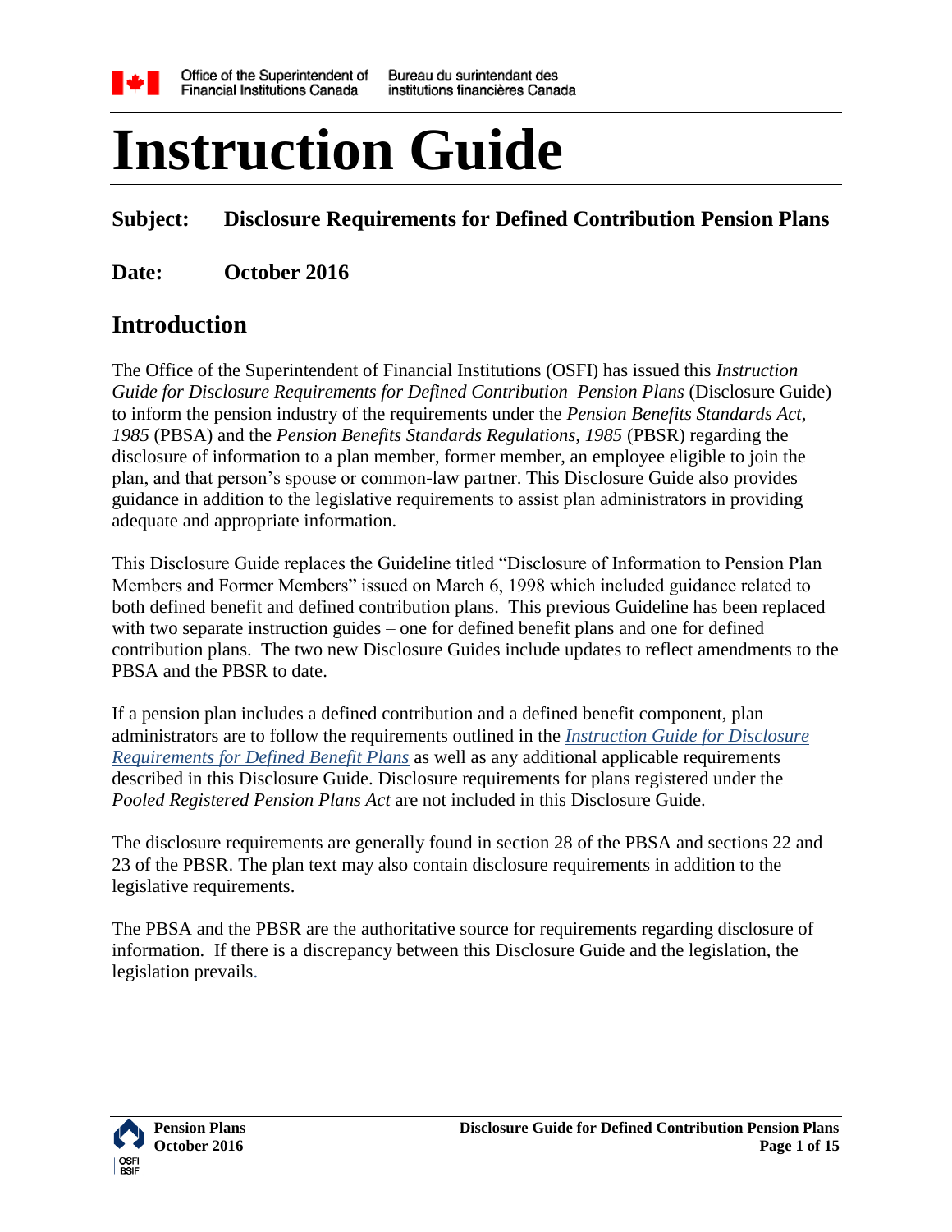Office of the Superintendent of Financial Institutions Canada | Bureau du surintendant des institutions financières Canada

# Instruction Guide

**Subject: Disclosure Requirements for Defined Contribution Pension Plans**

**Date: October 2016**

## Introduction

The Office of the Superintendent of Financial Institutions (OSFI) has issued this *Instruction Guide for Disclosure Requirements for Defined Contribution Pension Plans* (Disclosure Guide) to inform the pension industry of the requirements under the *Pension Benefits Standards Act, 1985* (PBSA) and the *Pension Benefits Standards Regulations, 1985* (PBSR) regarding the disclosure of information to a plan member, former member, an employee eligible to join the plan, and that person's spouse or common-law partner. This Disclosure Guide also provides guidance in addition to the legislative requirements to assist plan administrators in providing adequate and appropriate information.

This Disclosure Guide replaces the Guideline titled "Disclosure of Information to Pension Plan Members and Former Members" issued on March 6, 1998 which included guidance related to both defined benefit and defined contribution plans. This previous Guideline has been replaced with two separate instruction guides – one for defined benefit plans and one for defined contribution plans. The two new Disclosure Guides include updates to reflect amendments to the PBSA and the PBSR to date.

If a pension plan includes a defined contribution and a defined benefit component, plan administrators are to follow the requirements outlined in the *Instruction Guide for Disclosure Requirements for Defined Benefit Plans* as well as any additional applicable requirements described in this Disclosure Guide. Disclosure requirements for plans registered under the *Pooled Registered Pension Plans Act* are not included in this Disclosure Guide.

The disclosure requirements are generally found in section 28 of the PBSA and sections 22 and 23 of the PBSR. The plan text may also contain disclosure requirements in addition to the legislative requirements.

The PBSA and the PBSR are the authoritative source for requirements regarding disclosure of information. If there is a discrepancy between this Disclosure Guide and the legislation, the legislation prevails.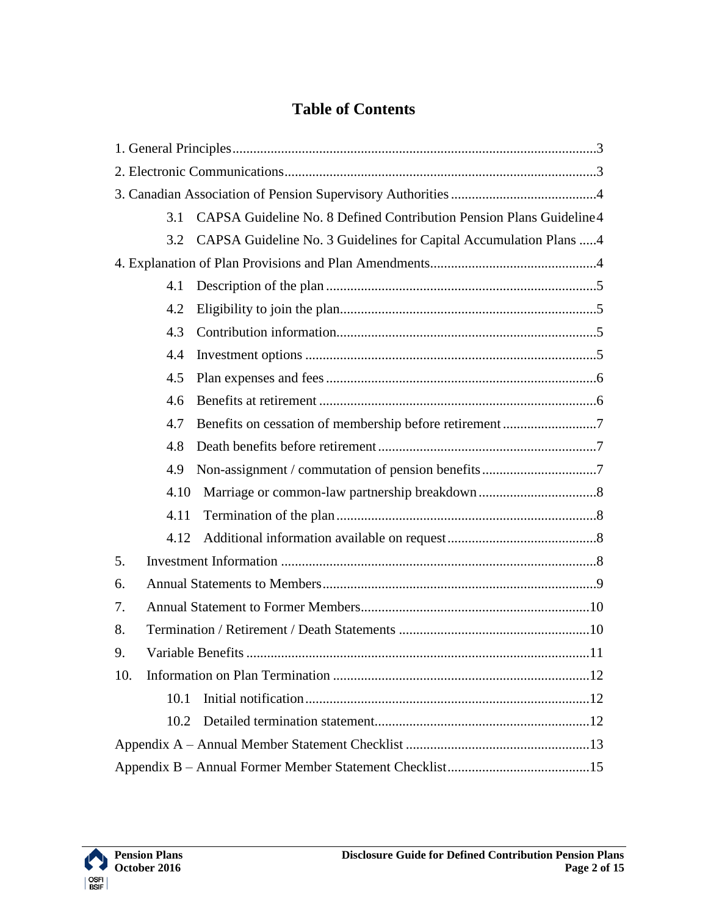# Table of Contents

1. General Principles ........................................................................................................3
2. Electronic Communications .........................................................................................3
3. Canadian Association of Pension Supervisory Authorities ..........................................4
    - 3.1 CAPSA Guideline No. 8 Defined Contribution Pension Plans Guideline 4
    - 3.2 CAPSA Guideline No. 3 Guidelines for Capital Accumulation Plans .....4
4. Explanation of Plan Provisions and Plan Amendments................................................4
    - 4.1 Description of the plan ..............................................................................5
    - 4.2 Eligibility to join the plan..........................................................................5
    - 4.3 Contribution information...........................................................................5
    - 4.4 Investment options ....................................................................................5
    - 4.5 Plan expenses and fees ..............................................................................6
    - 4.6 Benefits at retirement ................................................................................6
    - 4.7 Benefits on cessation of membership before retirement ...........................7
    - 4.8 Death benefits before retirement ...............................................................7
    - 4.9 Non-assignment / commutation of pension benefits .................................7
    - 4.10 Marriage or common-law partnership breakdown ..................................8
    - 4.11 Termination of the plan ...........................................................................8
    - 4.12 Additional information available on request ...........................................8
5. Investment Information ...........................................................................................8
6. Annual Statements to Members ...............................................................................9
7. Annual Statement to Former Members ..................................................................10
8. Termination / Retirement / Death Statements .......................................................10
9. Variable Benefits ...................................................................................................11
10. Information on Plan Termination ..........................................................................12
    - 10.1 Initial notification ..................................................................................12
    - 10.2 Detailed termination statement..............................................................12

Appendix A – Annual Member Statement Checklist .....................................................13

Appendix B – Annual Former Member Statement Checklist.........................................15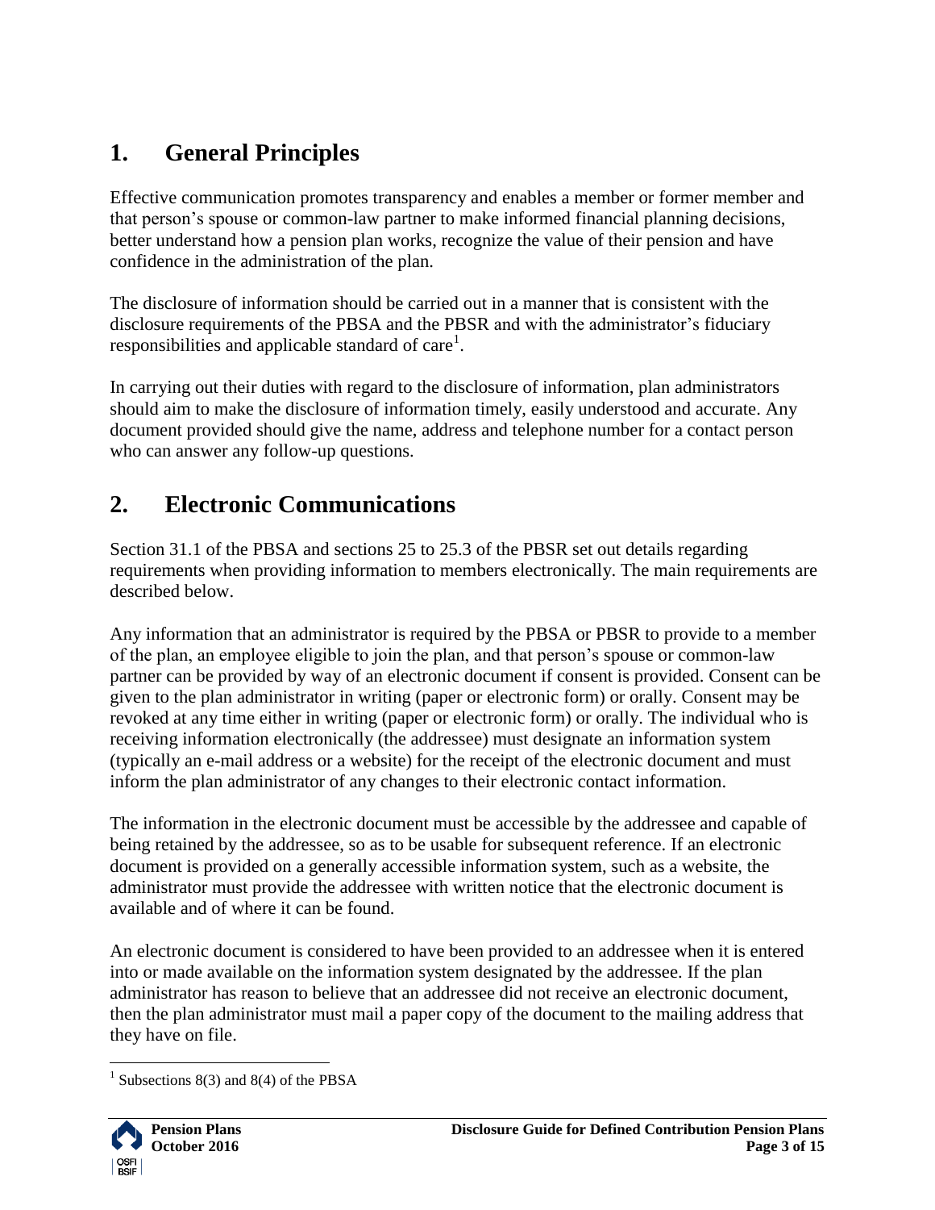## 1. General Principles

Effective communication promotes transparency and enables a member or former member and that person's spouse or common-law partner to make informed financial planning decisions, better understand how a pension plan works, recognize the value of their pension and have confidence in the administration of the plan.

The disclosure of information should be carried out in a manner that is consistent with the disclosure requirements of the PBSA and the PBSR and with the administrator's fiduciary responsibilities and applicable standard of care[1].

In carrying out their duties with regard to the disclosure of information, plan administrators should aim to make the disclosure of information timely, easily understood and accurate. Any document provided should give the name, address and telephone number for a contact person who can answer any follow-up questions.

## 2. Electronic Communications

Section 31.1 of the PBSA and sections 25 to 25.3 of the PBSR set out details regarding requirements when providing information to members electronically. The main requirements are described below.

Any information that an administrator is required by the PBSA or PBSR to provide to a member of the plan, an employee eligible to join the plan, and that person's spouse or common-law partner can be provided by way of an electronic document if consent is provided. Consent can be given to the plan administrator in writing (paper or electronic form) or orally. Consent may be revoked at any time either in writing (paper or electronic form) or orally. The individual who is receiving information electronically (the addressee) must designate an information system (typically an e-mail address or a website) for the receipt of the electronic document and must inform the plan administrator of any changes to their electronic contact information.

The information in the electronic document must be accessible by the addressee and capable of being retained by the addressee, so as to be usable for subsequent reference. If an electronic document is provided on a generally accessible information system, such as a website, the administrator must provide the addressee with written notice that the electronic document is available and of where it can be found.

An electronic document is considered to have been provided to an addressee when it is entered into or made available on the information system designated by the addressee. If the plan administrator has reason to believe that an addressee did not receive an electronic document, then the plan administrator must mail a paper copy of the document to the mailing address that they have on file.

[1] Subsections 8(3) and 8(4) of the PBSA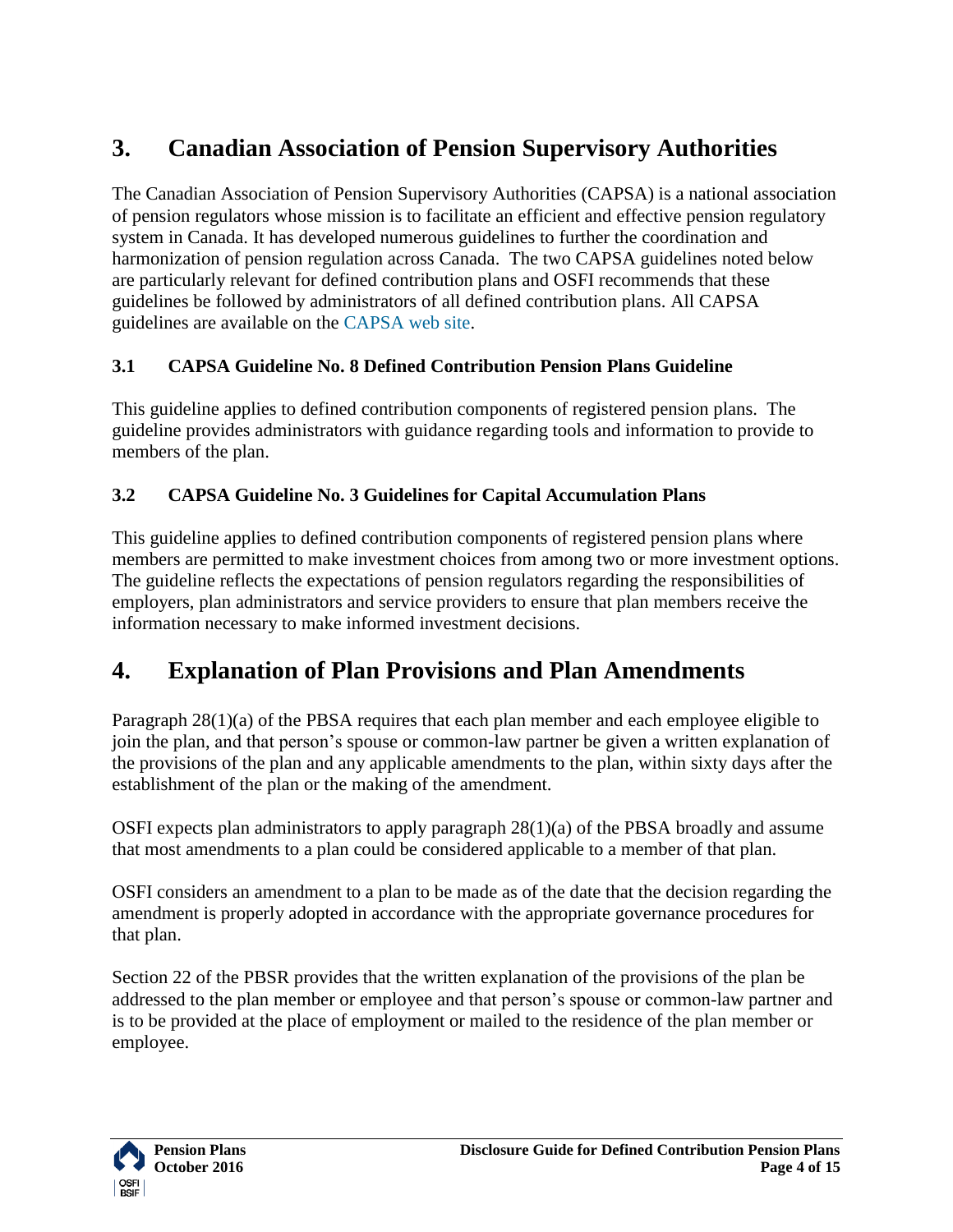## 3. Canadian Association of Pension Supervisory Authorities

The Canadian Association of Pension Supervisory Authorities (CAPSA) is a national association of pension regulators whose mission is to facilitate an efficient and effective pension regulatory system in Canada. It has developed numerous guidelines to further the coordination and harmonization of pension regulation across Canada. The two CAPSA guidelines noted below are particularly relevant for defined contribution plans and OSFI recommends that these guidelines be followed by administrators of all defined contribution plans. All CAPSA guidelines are available on the CAPSA web site.

### 3.1 CAPSA Guideline No. 8 Defined Contribution Pension Plans Guideline

This guideline applies to defined contribution components of registered pension plans. The guideline provides administrators with guidance regarding tools and information to provide to members of the plan.

### 3.2 CAPSA Guideline No. 3 Guidelines for Capital Accumulation Plans

This guideline applies to defined contribution components of registered pension plans where members are permitted to make investment choices from among two or more investment options. The guideline reflects the expectations of pension regulators regarding the responsibilities of employers, plan administrators and service providers to ensure that plan members receive the information necessary to make informed investment decisions.

## 4. Explanation of Plan Provisions and Plan Amendments

Paragraph 28(1)(a) of the PBSA requires that each plan member and each employee eligible to join the plan, and that person's spouse or common-law partner be given a written explanation of the provisions of the plan and any applicable amendments to the plan, within sixty days after the establishment of the plan or the making of the amendment.

OSFI expects plan administrators to apply paragraph 28(1)(a) of the PBSA broadly and assume that most amendments to a plan could be considered applicable to a member of that plan.

OSFI considers an amendment to a plan to be made as of the date that the decision regarding the amendment is properly adopted in accordance with the appropriate governance procedures for that plan.

Section 22 of the PBSR provides that the written explanation of the provisions of the plan be addressed to the plan member or employee and that person's spouse or common-law partner and is to be provided at the place of employment or mailed to the residence of the plan member or employee.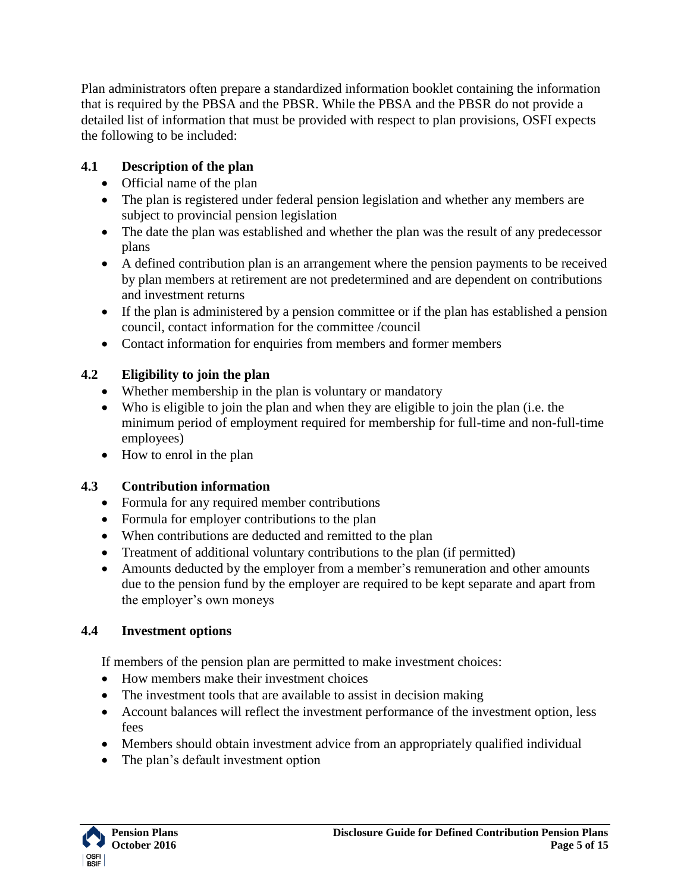Plan administrators often prepare a standardized information booklet containing the information that is required by the PBSA and the PBSR. While the PBSA and the PBSR do not provide a detailed list of information that must be provided with respect to plan provisions, OSFI expects the following to be included:

### 4.1 Description of the plan

- Official name of the plan
- The plan is registered under federal pension legislation and whether any members are subject to provincial pension legislation
- The date the plan was established and whether the plan was the result of any predecessor plans
- A defined contribution plan is an arrangement where the pension payments to be received by plan members at retirement are not predetermined and are dependent on contributions and investment returns
- If the plan is administered by a pension committee or if the plan has established a pension council, contact information for the committee /council
- Contact information for enquiries from members and former members

### 4.2 Eligibility to join the plan

- Whether membership in the plan is voluntary or mandatory
- Who is eligible to join the plan and when they are eligible to join the plan (i.e. the minimum period of employment required for membership for full-time and non-full-time employees)
- How to enrol in the plan

### 4.3 Contribution information

- Formula for any required member contributions
- Formula for employer contributions to the plan
- When contributions are deducted and remitted to the plan
- Treatment of additional voluntary contributions to the plan (if permitted)
- Amounts deducted by the employer from a member's remuneration and other amounts due to the pension fund by the employer are required to be kept separate and apart from the employer's own moneys

### 4.4 Investment options

If members of the pension plan are permitted to make investment choices:

- How members make their investment choices
- The investment tools that are available to assist in decision making
- Account balances will reflect the investment performance of the investment option, less fees
- Members should obtain investment advice from an appropriately qualified individual
- The plan's default investment option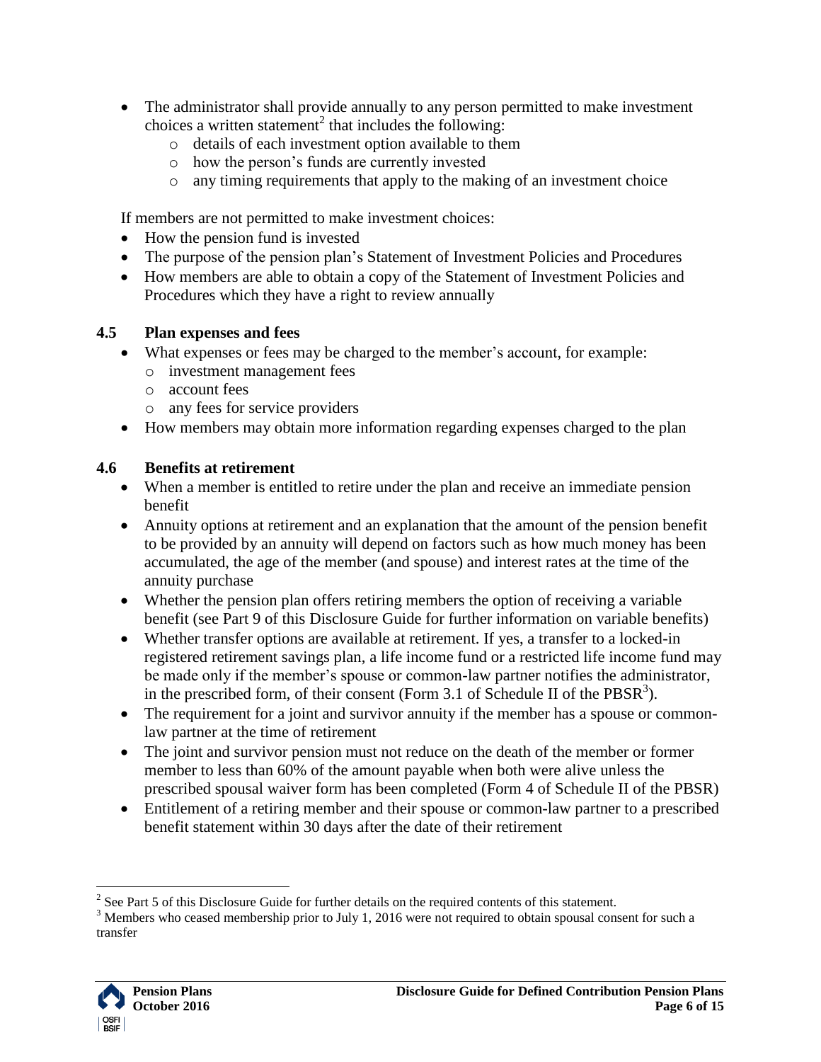- The administrator shall provide annually to any person permitted to make investment choices a written statement[2] that includes the following:
    - details of each investment option available to them
    - how the person's funds are currently invested
    - any timing requirements that apply to the making of an investment choice

If members are not permitted to make investment choices:

- How the pension fund is invested
- The purpose of the pension plan's Statement of Investment Policies and Procedures
- How members are able to obtain a copy of the Statement of Investment Policies and Procedures which they have a right to review annually

### 4.5 Plan expenses and fees

- What expenses or fees may be charged to the member's account, for example:
    - investment management fees
    - account fees
    - any fees for service providers
- How members may obtain more information regarding expenses charged to the plan

### 4.6 Benefits at retirement

- When a member is entitled to retire under the plan and receive an immediate pension benefit
- Annuity options at retirement and an explanation that the amount of the pension benefit to be provided by an annuity will depend on factors such as how much money has been accumulated, the age of the member (and spouse) and interest rates at the time of the annuity purchase
- Whether the pension plan offers retiring members the option of receiving a variable benefit (see Part 9 of this Disclosure Guide for further information on variable benefits)
- Whether transfer options are available at retirement. If yes, a transfer to a locked-in registered retirement savings plan, a life income fund or a restricted life income fund may be made only if the member's spouse or common-law partner notifies the administrator, in the prescribed form, of their consent (Form 3.1 of Schedule II of the PBSR[3]).
- The requirement for a joint and survivor annuity if the member has a spouse or common-law partner at the time of retirement
- The joint and survivor pension must not reduce on the death of the member or former member to less than 60% of the amount payable when both were alive unless the prescribed spousal waiver form has been completed (Form 4 of Schedule II of the PBSR)
- Entitlement of a retiring member and their spouse or common-law partner to a prescribed benefit statement within 30 days after the date of their retirement

---

[2] See Part 5 of this Disclosure Guide for further details on the required contents of this statement.

[3] Members who ceased membership prior to July 1, 2016 were not required to obtain spousal consent for such a transfer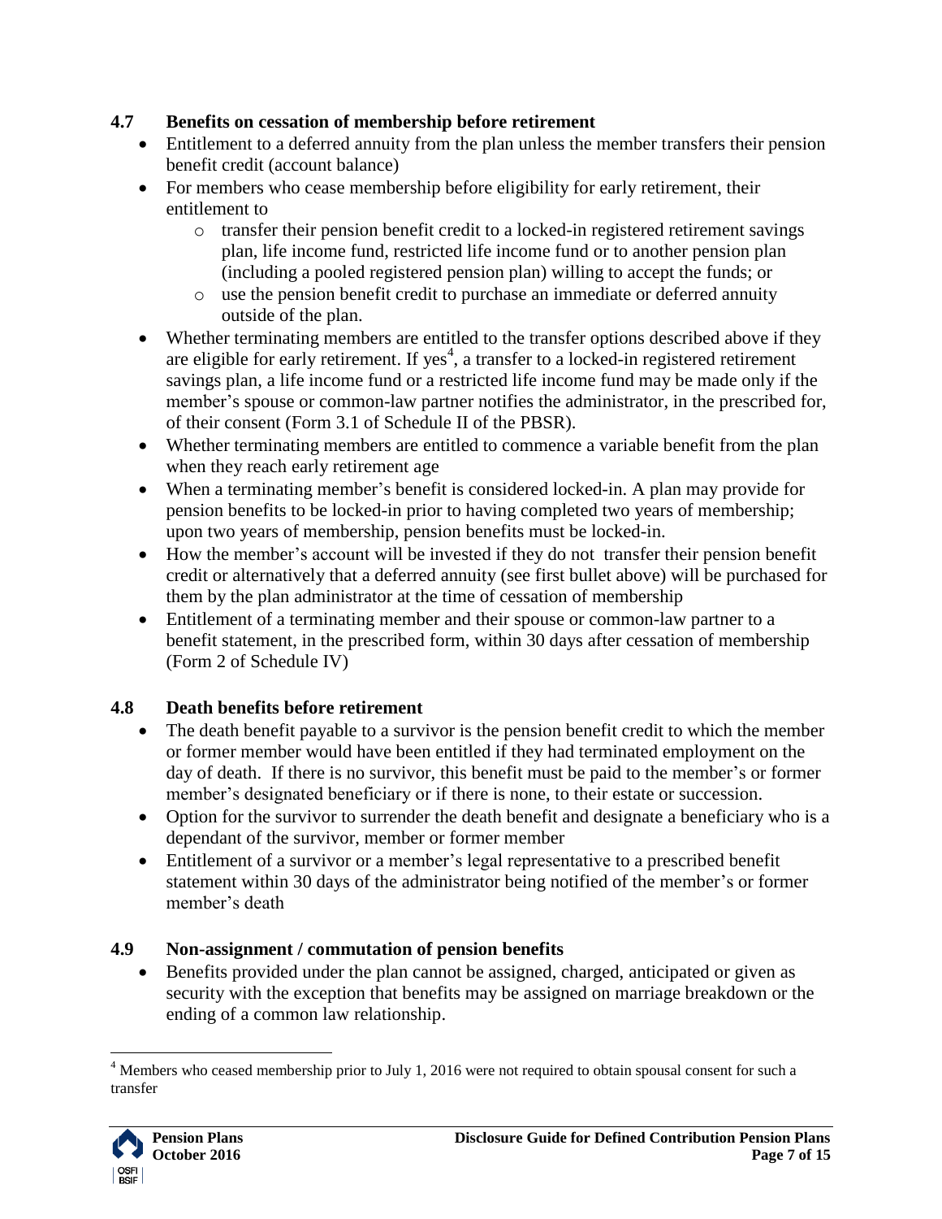### 4.7 Benefits on cessation of membership before retirement

- Entitlement to a deferred annuity from the plan unless the member transfers their pension benefit credit (account balance)
- For members who cease membership before eligibility for early retirement, their entitlement to
  - transfer their pension benefit credit to a locked-in registered retirement savings plan, life income fund, restricted life income fund or to another pension plan (including a pooled registered pension plan) willing to accept the funds; or
  - use the pension benefit credit to purchase an immediate or deferred annuity outside of the plan.
- Whether terminating members are entitled to the transfer options described above if they are eligible for early retirement. If yes[4], a transfer to a locked-in registered retirement savings plan, a life income fund or a restricted life income fund may be made only if the member's spouse or common-law partner notifies the administrator, in the prescribed for, of their consent (Form 3.1 of Schedule II of the PBSR).
- Whether terminating members are entitled to commence a variable benefit from the plan when they reach early retirement age
- When a terminating member's benefit is considered locked-in. A plan may provide for pension benefits to be locked-in prior to having completed two years of membership; upon two years of membership, pension benefits must be locked-in.
- How the member's account will be invested if they do not transfer their pension benefit credit or alternatively that a deferred annuity (see first bullet above) will be purchased for them by the plan administrator at the time of cessation of membership
- Entitlement of a terminating member and their spouse or common-law partner to a benefit statement, in the prescribed form, within 30 days after cessation of membership (Form 2 of Schedule IV)

### 4.8 Death benefits before retirement

- The death benefit payable to a survivor is the pension benefit credit to which the member or former member would have been entitled if they had terminated employment on the day of death. If there is no survivor, this benefit must be paid to the member's or former member's designated beneficiary or if there is none, to their estate or succession.
- Option for the survivor to surrender the death benefit and designate a beneficiary who is a dependant of the survivor, member or former member
- Entitlement of a survivor or a member's legal representative to a prescribed benefit statement within 30 days of the administrator being notified of the member's or former member's death

### 4.9 Non-assignment / commutation of pension benefits

- Benefits provided under the plan cannot be assigned, charged, anticipated or given as security with the exception that benefits may be assigned on marriage breakdown or the ending of a common law relationship.

[4] Members who ceased membership prior to July 1, 2016 were not required to obtain spousal consent for such a transfer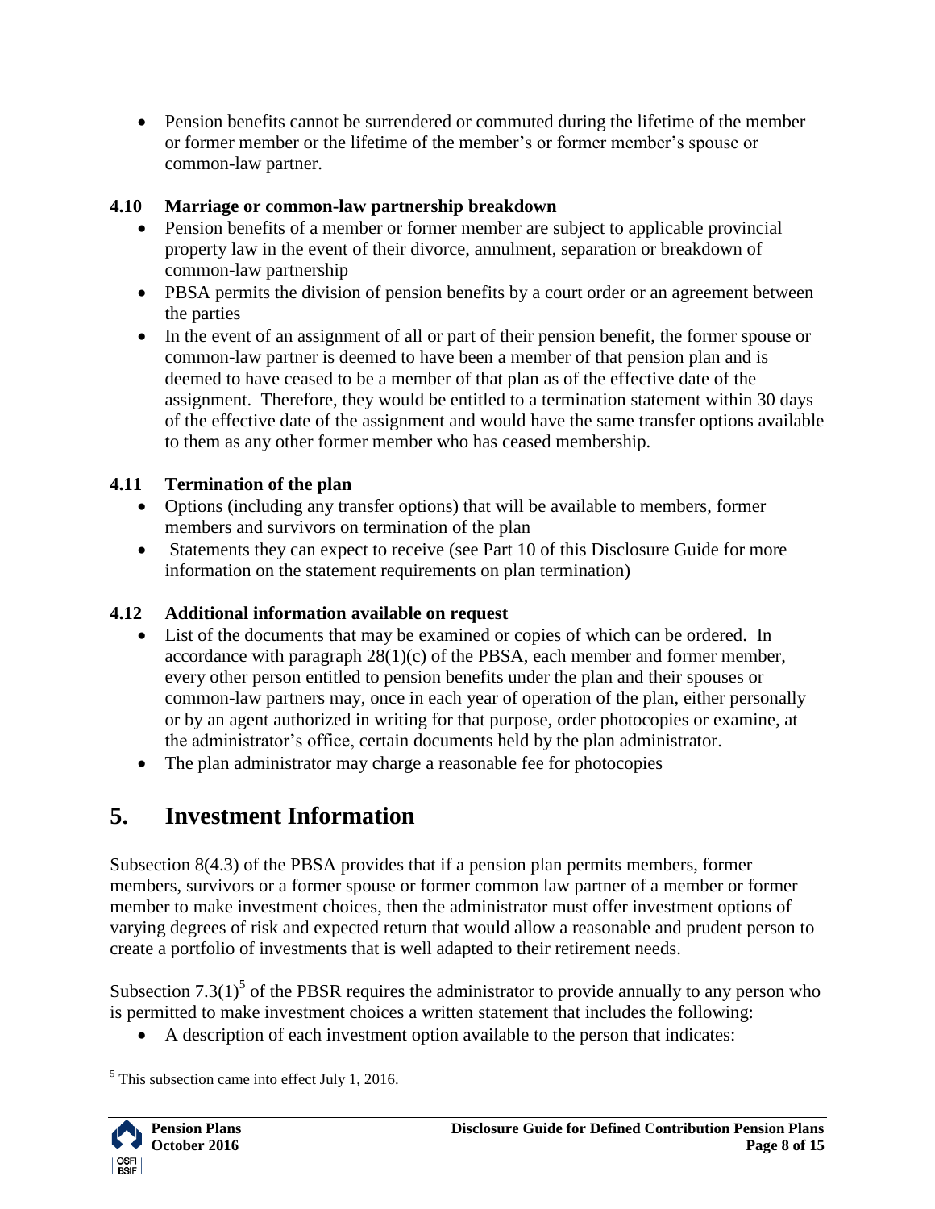- Pension benefits cannot be surrendered or commuted during the lifetime of the member or former member or the lifetime of the member's or former member's spouse or common-law partner.

### 4.10 Marriage or common-law partnership breakdown

- Pension benefits of a member or former member are subject to applicable provincial property law in the event of their divorce, annulment, separation or breakdown of common-law partnership
- PBSA permits the division of pension benefits by a court order or an agreement between the parties
- In the event of an assignment of all or part of their pension benefit, the former spouse or common-law partner is deemed to have been a member of that pension plan and is deemed to have ceased to be a member of that plan as of the effective date of the assignment. Therefore, they would be entitled to a termination statement within 30 days of the effective date of the assignment and would have the same transfer options available to them as any other former member who has ceased membership.

### 4.11 Termination of the plan

- Options (including any transfer options) that will be available to members, former members and survivors on termination of the plan
- Statements they can expect to receive (see Part 10 of this Disclosure Guide for more information on the statement requirements on plan termination)

### 4.12 Additional information available on request

- List of the documents that may be examined or copies of which can be ordered. In accordance with paragraph 28(1)(c) of the PBSA, each member and former member, every other person entitled to pension benefits under the plan and their spouses or common-law partners may, once in each year of operation of the plan, either personally or by an agent authorized in writing for that purpose, order photocopies or examine, at the administrator's office, certain documents held by the plan administrator.
- The plan administrator may charge a reasonable fee for photocopies

## 5. Investment Information

Subsection 8(4.3) of the PBSA provides that if a pension plan permits members, former members, survivors or a former spouse or former common law partner of a member or former member to make investment choices, then the administrator must offer investment options of varying degrees of risk and expected return that would allow a reasonable and prudent person to create a portfolio of investments that is well adapted to their retirement needs.

Subsection 7.3(1)[5] of the PBSR requires the administrator to provide annually to any person who is permitted to make investment choices a written statement that includes the following:

- A description of each investment option available to the person that indicates:

[5] This subsection came into effect July 1, 2016.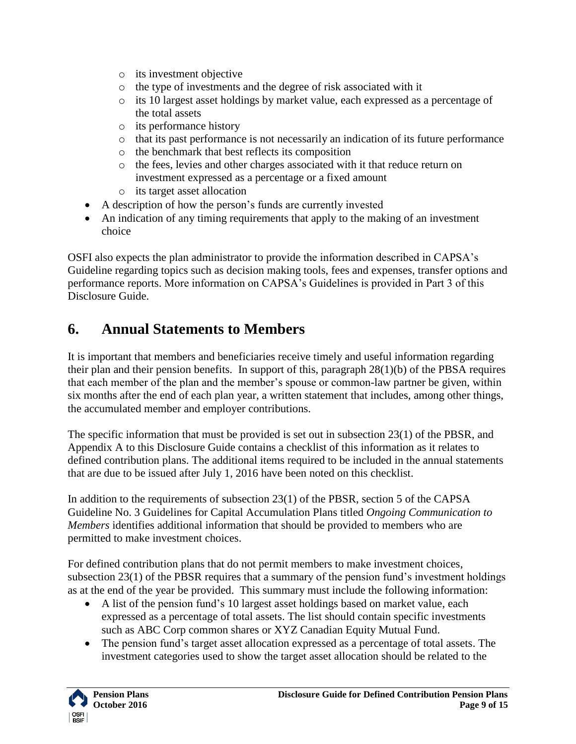- its investment objective
  - the type of investments and the degree of risk associated with it
  - its 10 largest asset holdings by market value, each expressed as a percentage of the total assets
  - its performance history
  - that its past performance is not necessarily an indication of its future performance
  - the benchmark that best reflects its composition
  - the fees, levies and other charges associated with it that reduce return on investment expressed as a percentage or a fixed amount
  - its target asset allocation
- A description of how the person's funds are currently invested
- An indication of any timing requirements that apply to the making of an investment choice

OSFI also expects the plan administrator to provide the information described in CAPSA's Guideline regarding topics such as decision making tools, fees and expenses, transfer options and performance reports. More information on CAPSA's Guidelines is provided in Part 3 of this Disclosure Guide.

## 6. Annual Statements to Members

It is important that members and beneficiaries receive timely and useful information regarding their plan and their pension benefits. In support of this, paragraph 28(1)(b) of the PBSA requires that each member of the plan and the member's spouse or common-law partner be given, within six months after the end of each plan year, a written statement that includes, among other things, the accumulated member and employer contributions.

The specific information that must be provided is set out in subsection 23(1) of the PBSR, and Appendix A to this Disclosure Guide contains a checklist of this information as it relates to defined contribution plans. The additional items required to be included in the annual statements that are due to be issued after July 1, 2016 have been noted on this checklist.

In addition to the requirements of subsection 23(1) of the PBSR, section 5 of the CAPSA Guideline No. 3 Guidelines for Capital Accumulation Plans titled *Ongoing Communication to Members* identifies additional information that should be provided to members who are permitted to make investment choices.

For defined contribution plans that do not permit members to make investment choices, subsection 23(1) of the PBSR requires that a summary of the pension fund's investment holdings as at the end of the year be provided. This summary must include the following information:

- A list of the pension fund's 10 largest asset holdings based on market value, each expressed as a percentage of total assets. The list should contain specific investments such as ABC Corp common shares or XYZ Canadian Equity Mutual Fund.
- The pension fund's target asset allocation expressed as a percentage of total assets. The investment categories used to show the target asset allocation should be related to the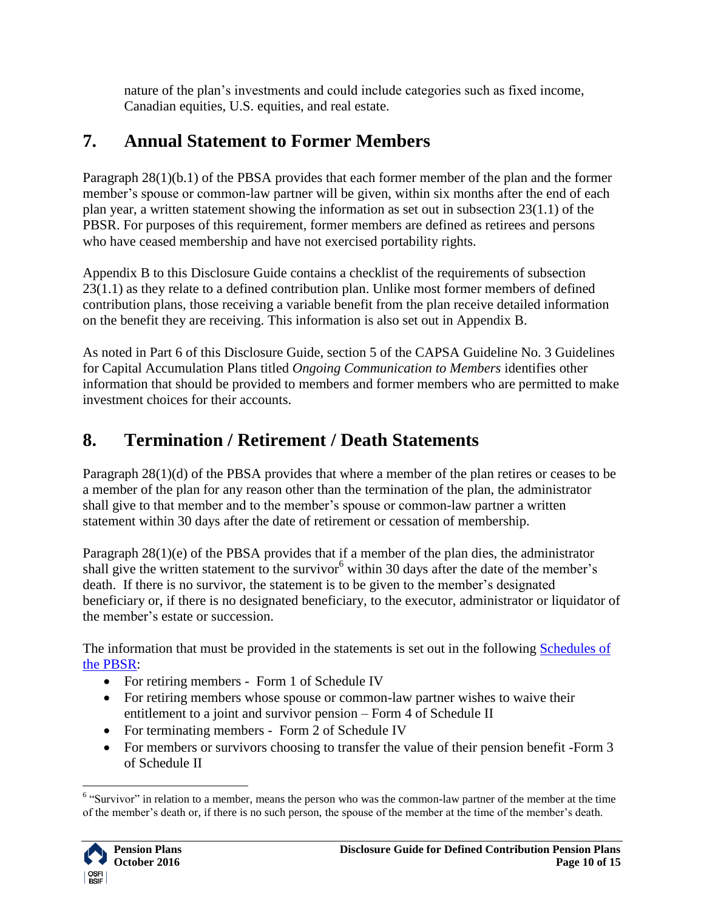nature of the plan's investments and could include categories such as fixed income, Canadian equities, U.S. equities, and real estate.

## 7. Annual Statement to Former Members

Paragraph 28(1)(b.1) of the PBSA provides that each former member of the plan and the former member's spouse or common-law partner will be given, within six months after the end of each plan year, a written statement showing the information as set out in subsection 23(1.1) of the PBSR. For purposes of this requirement, former members are defined as retirees and persons who have ceased membership and have not exercised portability rights.

Appendix B to this Disclosure Guide contains a checklist of the requirements of subsection 23(1.1) as they relate to a defined contribution plan. Unlike most former members of defined contribution plans, those receiving a variable benefit from the plan receive detailed information on the benefit they are receiving. This information is also set out in Appendix B.

As noted in Part 6 of this Disclosure Guide, section 5 of the CAPSA Guideline No. 3 Guidelines for Capital Accumulation Plans titled *Ongoing Communication to Members* identifies other information that should be provided to members and former members who are permitted to make investment choices for their accounts.

## 8. Termination / Retirement / Death Statements

Paragraph 28(1)(d) of the PBSA provides that where a member of the plan retires or ceases to be a member of the plan for any reason other than the termination of the plan, the administrator shall give to that member and to the member's spouse or common-law partner a written statement within 30 days after the date of retirement or cessation of membership.

Paragraph 28(1)(e) of the PBSA provides that if a member of the plan dies, the administrator shall give the written statement to the survivor[6] within 30 days after the date of the member's death. If there is no survivor, the statement is to be given to the member's designated beneficiary or, if there is no designated beneficiary, to the executor, administrator or liquidator of the member's estate or succession.

The information that must be provided in the statements is set out in the following Schedules of the PBSR:

- For retiring members - Form 1 of Schedule IV
- For retiring members whose spouse or common-law partner wishes to waive their entitlement to a joint and survivor pension – Form 4 of Schedule II
- For terminating members - Form 2 of Schedule IV
- For members or survivors choosing to transfer the value of their pension benefit -Form 3 of Schedule II

[6] "Survivor" in relation to a member, means the person who was the common-law partner of the member at the time of the member's death or, if there is no such person, the spouse of the member at the time of the member's death.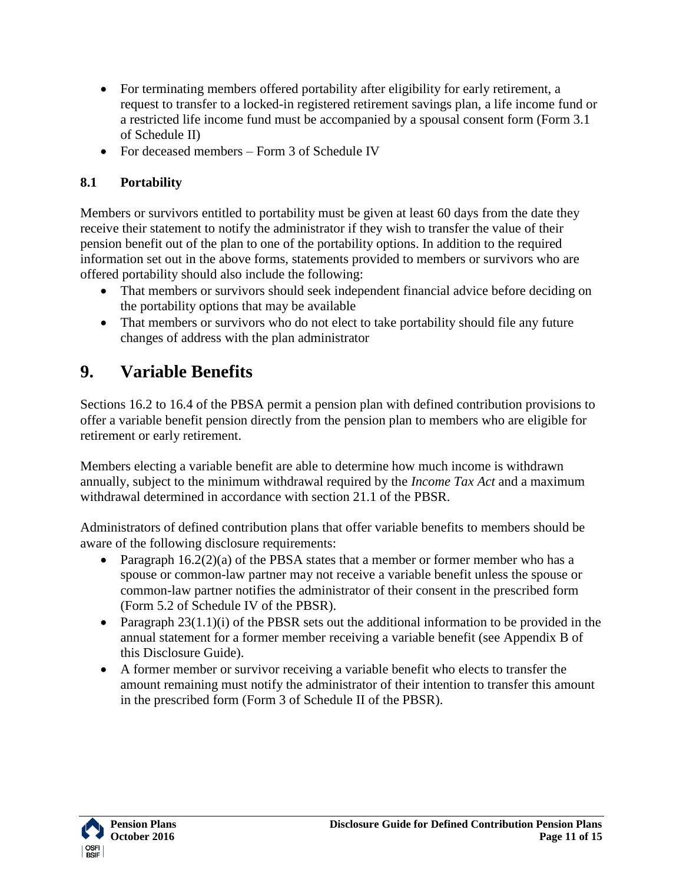- For terminating members offered portability after eligibility for early retirement, a request to transfer to a locked-in registered retirement savings plan, a life income fund or a restricted life income fund must be accompanied by a spousal consent form (Form 3.1 of Schedule II)
- For deceased members – Form 3 of Schedule IV

### 8.1 Portability

Members or survivors entitled to portability must be given at least 60 days from the date they receive their statement to notify the administrator if they wish to transfer the value of their pension benefit out of the plan to one of the portability options. In addition to the required information set out in the above forms, statements provided to members or survivors who are offered portability should also include the following:

- That members or survivors should seek independent financial advice before deciding on the portability options that may be available
- That members or survivors who do not elect to take portability should file any future changes of address with the plan administrator

## 9. Variable Benefits

Sections 16.2 to 16.4 of the PBSA permit a pension plan with defined contribution provisions to offer a variable benefit pension directly from the pension plan to members who are eligible for retirement or early retirement.

Members electing a variable benefit are able to determine how much income is withdrawn annually, subject to the minimum withdrawal required by the *Income Tax Act* and a maximum withdrawal determined in accordance with section 21.1 of the PBSR.

Administrators of defined contribution plans that offer variable benefits to members should be aware of the following disclosure requirements:

- Paragraph 16.2(2)(a) of the PBSA states that a member or former member who has a spouse or common-law partner may not receive a variable benefit unless the spouse or common-law partner notifies the administrator of their consent in the prescribed form (Form 5.2 of Schedule IV of the PBSR).
- Paragraph 23(1.1)(i) of the PBSR sets out the additional information to be provided in the annual statement for a former member receiving a variable benefit (see Appendix B of this Disclosure Guide).
- A former member or survivor receiving a variable benefit who elects to transfer the amount remaining must notify the administrator of their intention to transfer this amount in the prescribed form (Form 3 of Schedule II of the PBSR).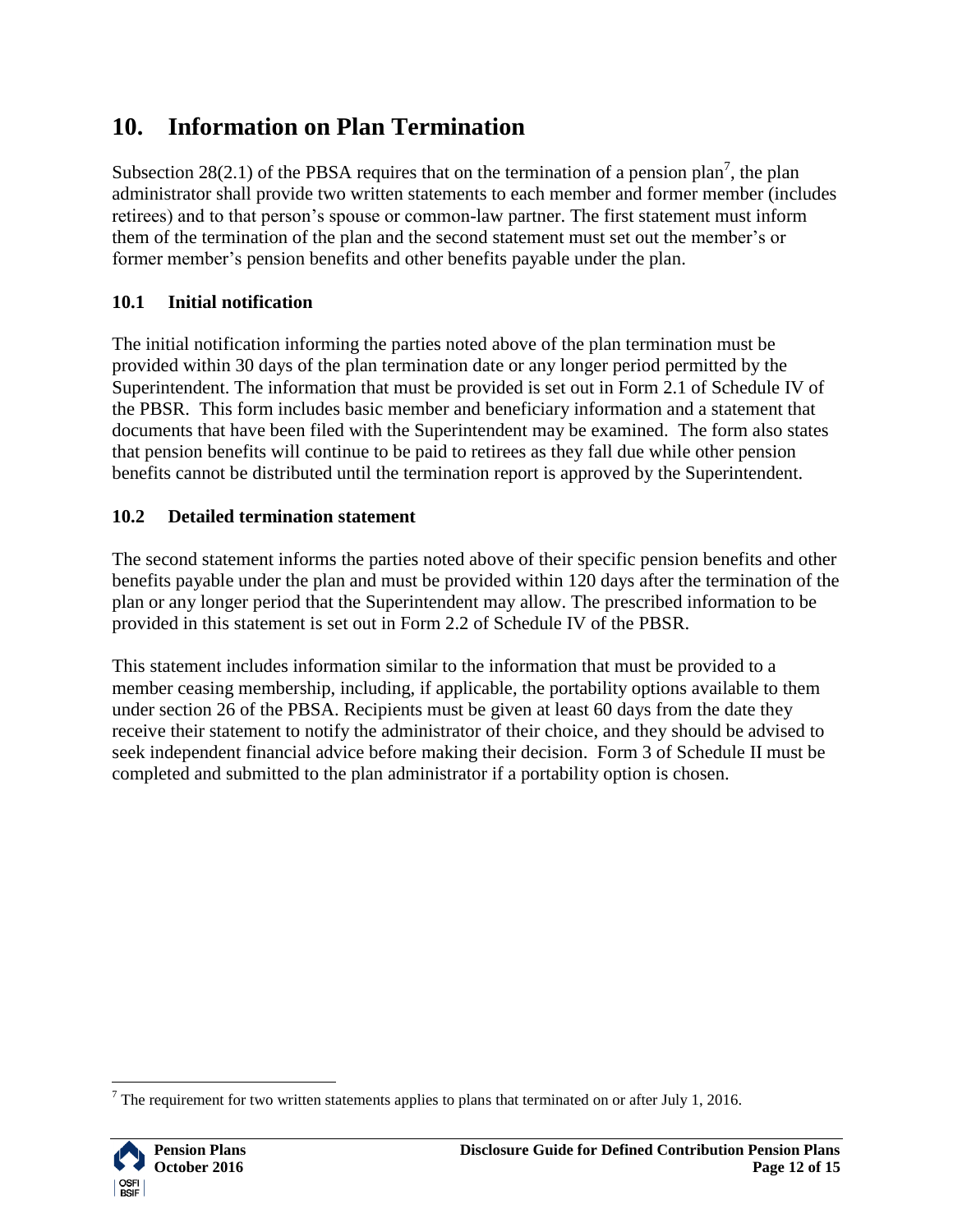# 10. Information on Plan Termination

Subsection 28(2.1) of the PBSA requires that on the termination of a pension plan[7], the plan administrator shall provide two written statements to each member and former member (includes retirees) and to that person's spouse or common-law partner. The first statement must inform them of the termination of the plan and the second statement must set out the member's or former member's pension benefits and other benefits payable under the plan.

## 10.1 Initial notification

The initial notification informing the parties noted above of the plan termination must be provided within 30 days of the plan termination date or any longer period permitted by the Superintendent. The information that must be provided is set out in Form 2.1 of Schedule IV of the PBSR. This form includes basic member and beneficiary information and a statement that documents that have been filed with the Superintendent may be examined. The form also states that pension benefits will continue to be paid to retirees as they fall due while other pension benefits cannot be distributed until the termination report is approved by the Superintendent.

## 10.2 Detailed termination statement

The second statement informs the parties noted above of their specific pension benefits and other benefits payable under the plan and must be provided within 120 days after the termination of the plan or any longer period that the Superintendent may allow. The prescribed information to be provided in this statement is set out in Form 2.2 of Schedule IV of the PBSR.

This statement includes information similar to the information that must be provided to a member ceasing membership, including, if applicable, the portability options available to them under section 26 of the PBSA. Recipients must be given at least 60 days from the date they receive their statement to notify the administrator of their choice, and they should be advised to seek independent financial advice before making their decision. Form 3 of Schedule II must be completed and submitted to the plan administrator if a portability option is chosen.

[7] The requirement for two written statements applies to plans that terminated on or after July 1, 2016.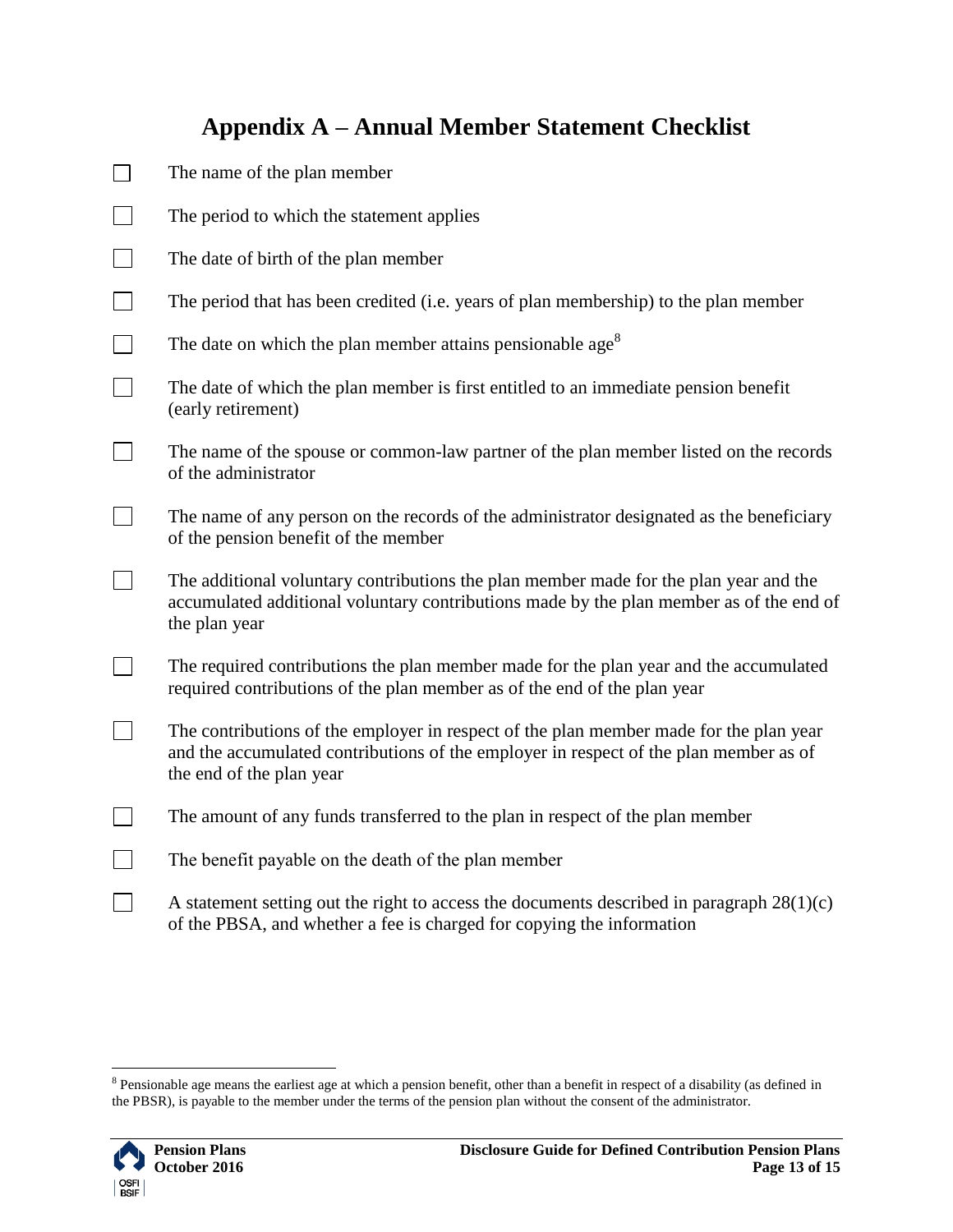# Appendix A – Annual Member Statement Checklist

- [ ] The name of the plan member
- [ ] The period to which the statement applies
- [ ] The date of birth of the plan member
- [ ] The period that has been credited (i.e. years of plan membership) to the plan member
- [ ] The date on which the plan member attains pensionable age[8]
- [ ] The date of which the plan member is first entitled to an immediate pension benefit (early retirement)
- [ ] The name of the spouse or common-law partner of the plan member listed on the records of the administrator
- [ ] The name of any person on the records of the administrator designated as the beneficiary of the pension benefit of the member
- [ ] The additional voluntary contributions the plan member made for the plan year and the accumulated additional voluntary contributions made by the plan member as of the end of the plan year
- [ ] The required contributions the plan member made for the plan year and the accumulated required contributions of the plan member as of the end of the plan year
- [ ] The contributions of the employer in respect of the plan member made for the plan year and the accumulated contributions of the employer in respect of the plan member as of the end of the plan year
- [ ] The amount of any funds transferred to the plan in respect of the plan member
- [ ] The benefit payable on the death of the plan member
- [ ] A statement setting out the right to access the documents described in paragraph 28(1)(c) of the PBSA, and whether a fee is charged for copying the information

---

[8] Pensionable age means the earliest age at which a pension benefit, other than a benefit in respect of a disability (as defined in the PBSR), is payable to the member under the terms of the pension plan without the consent of the administrator.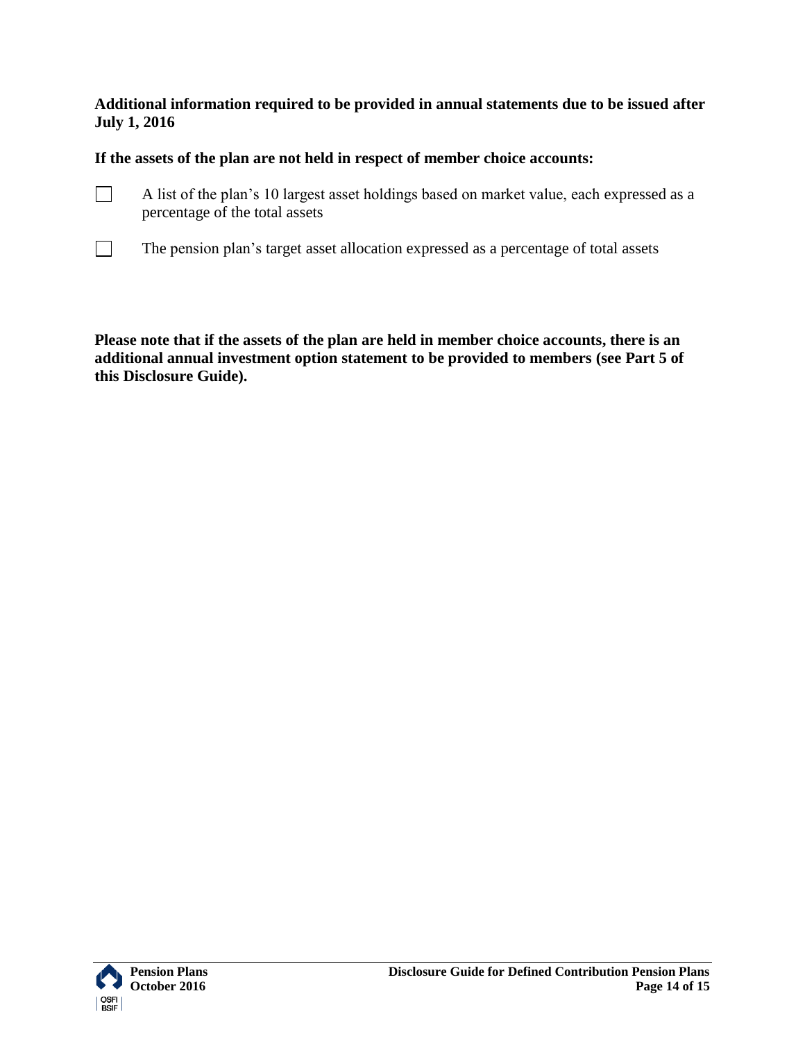**Additional information required to be provided in annual statements due to be issued after July 1, 2016**

**If the assets of the plan are not held in respect of member choice accounts:**

- [ ] A list of the plan's 10 largest asset holdings based on market value, each expressed as a percentage of the total assets
- [ ] The pension plan's target asset allocation expressed as a percentage of total assets

**Please note that if the assets of the plan are held in member choice accounts, there is an additional annual investment option statement to be provided to members (see Part 5 of this Disclosure Guide).**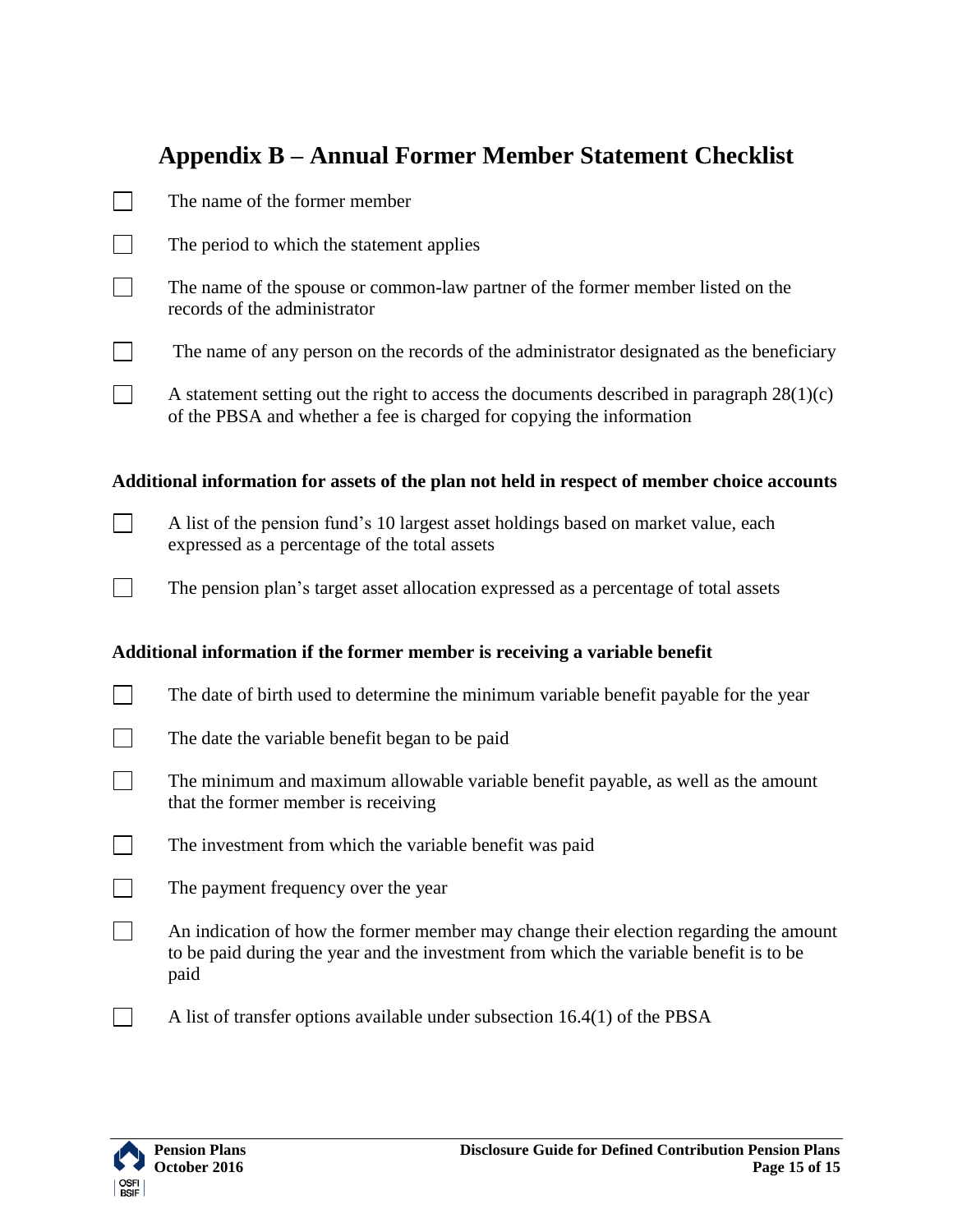# Appendix B – Annual Former Member Statement Checklist

- [ ] The name of the former member
- [ ] The period to which the statement applies
- [ ] The name of the spouse or common-law partner of the former member listed on the records of the administrator
- [ ] The name of any person on the records of the administrator designated as the beneficiary
- [ ] A statement setting out the right to access the documents described in paragraph 28(1)(c) of the PBSA and whether a fee is charged for copying the information

**Additional information for assets of the plan not held in respect of member choice accounts**

- [ ] A list of the pension fund's 10 largest asset holdings based on market value, each expressed as a percentage of the total assets
- [ ] The pension plan's target asset allocation expressed as a percentage of total assets

**Additional information if the former member is receiving a variable benefit**

- [ ] The date of birth used to determine the minimum variable benefit payable for the year
- [ ] The date the variable benefit began to be paid
- [ ] The minimum and maximum allowable variable benefit payable, as well as the amount that the former member is receiving
- [ ] The investment from which the variable benefit was paid
- [ ] The payment frequency over the year
- [ ] An indication of how the former member may change their election regarding the amount to be paid during the year and the investment from which the variable benefit is to be paid
- [ ] A list of transfer options available under subsection 16.4(1) of the PBSA